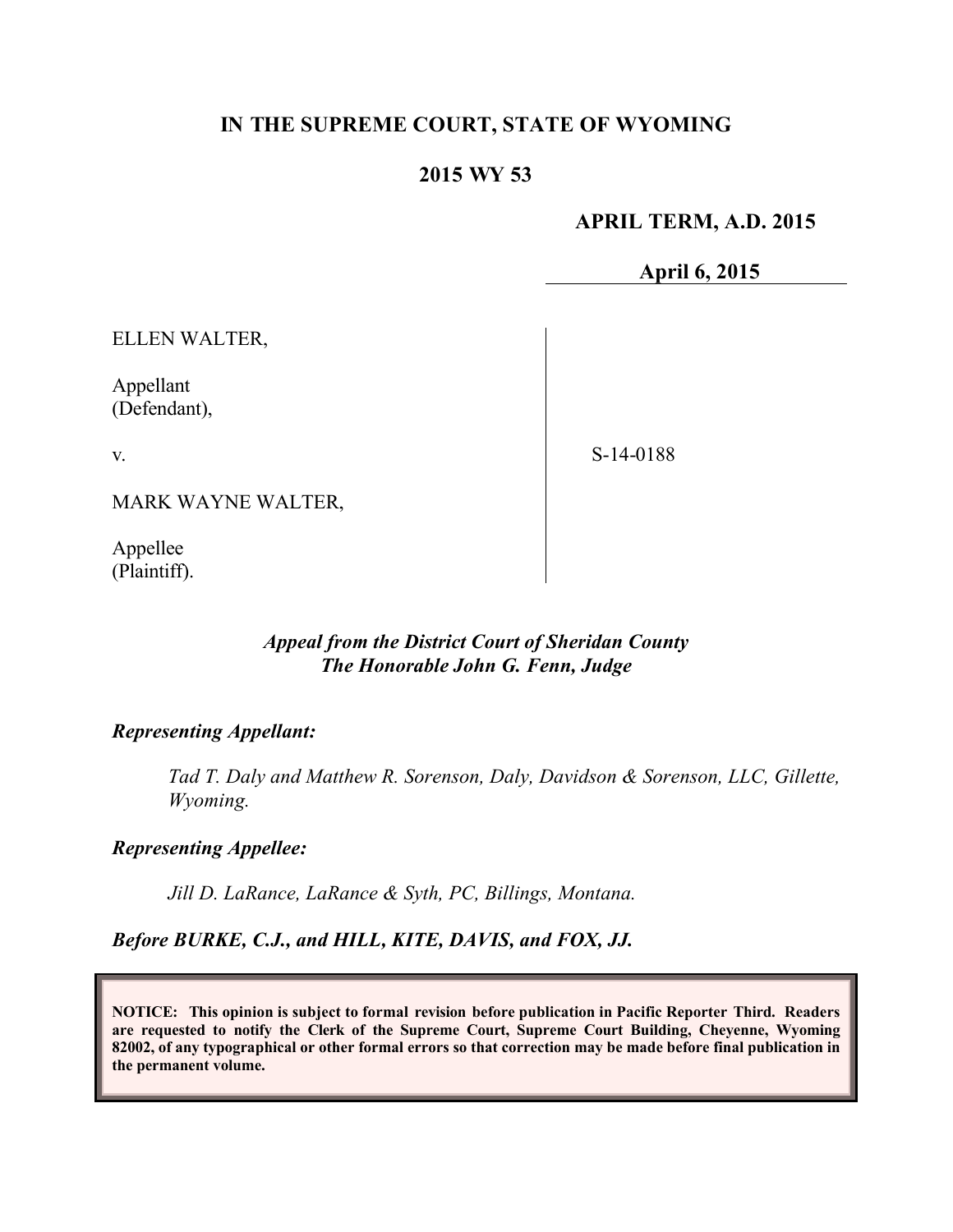**IN THE SUPREME COURT, STATE OF WYOMING**

**2015 WY 53**

**APRIL TERM, A.D. 2015**

**April 6, 2015**

ELLEN WALTER,

Appellant
(Defendant),

v.

MARK WAYNE WALTER,

Appellee
(Plaintiff).

S-14-0188

***Appeal from the District Court of Sheridan County***
***The Honorable John G. Fenn, Judge***

***Representing Appellant:***

*Tad T. Daly and Matthew R. Sorenson, Daly, Davidson & Sorenson, LLC, Gillette, Wyoming.*

***Representing Appellee:***

*Jill D. LaRance, LaRance & Syth, PC, Billings, Montana.*

***Before BURKE, C.J., and HILL, KITE, DAVIS, and FOX, JJ.***

**NOTICE: This opinion is subject to formal revision before publication in Pacific Reporter Third. Readers are requested to notify the Clerk of the Supreme Court, Supreme Court Building, Cheyenne, Wyoming 82002, of any typographical or other formal errors so that correction may be made before final publication in the permanent volume.**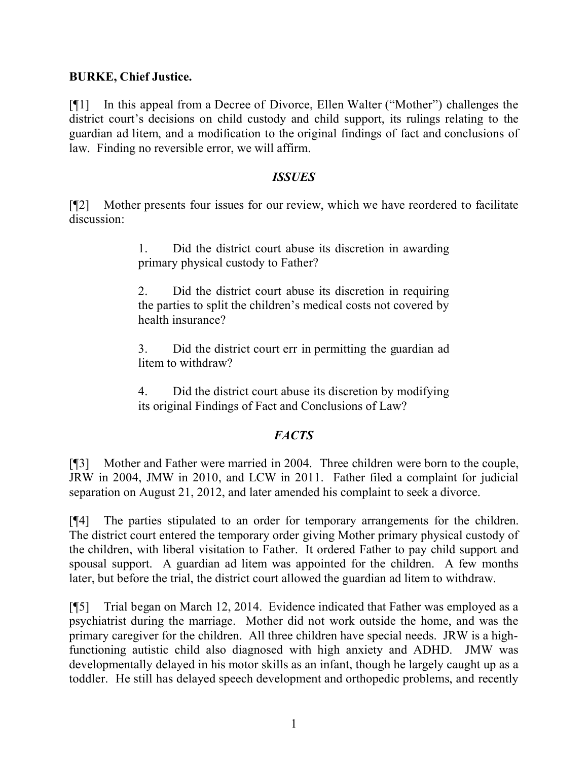**BURKE, Chief Justice.**

[¶1] In this appeal from a Decree of Divorce, Ellen Walter ("Mother") challenges the district court's decisions on child custody and child support, its rulings relating to the guardian ad litem, and a modification to the original findings of fact and conclusions of law. Finding no reversible error, we will affirm.

### *ISSUES*

[¶2] Mother presents four issues for our review, which we have reordered to facilitate discussion:

> 1. Did the district court abuse its discretion in awarding primary physical custody to Father?
>
> 2. Did the district court abuse its discretion in requiring the parties to split the children's medical costs not covered by health insurance?
>
> 3. Did the district court err in permitting the guardian ad litem to withdraw?
>
> 4. Did the district court abuse its discretion by modifying its original Findings of Fact and Conclusions of Law?

### *FACTS*

[¶3] Mother and Father were married in 2004. Three children were born to the couple, JRW in 2004, JMW in 2010, and LCW in 2011. Father filed a complaint for judicial separation on August 21, 2012, and later amended his complaint to seek a divorce.

[¶4] The parties stipulated to an order for temporary arrangements for the children. The district court entered the temporary order giving Mother primary physical custody of the children, with liberal visitation to Father. It ordered Father to pay child support and spousal support. A guardian ad litem was appointed for the children. A few months later, but before the trial, the district court allowed the guardian ad litem to withdraw.

[¶5] Trial began on March 12, 2014. Evidence indicated that Father was employed as a psychiatrist during the marriage. Mother did not work outside the home, and was the primary caregiver for the children. All three children have special needs. JRW is a high-functioning autistic child also diagnosed with high anxiety and ADHD. JMW was developmentally delayed in his motor skills as an infant, though he largely caught up as a toddler. He still has delayed speech development and orthopedic problems, and recently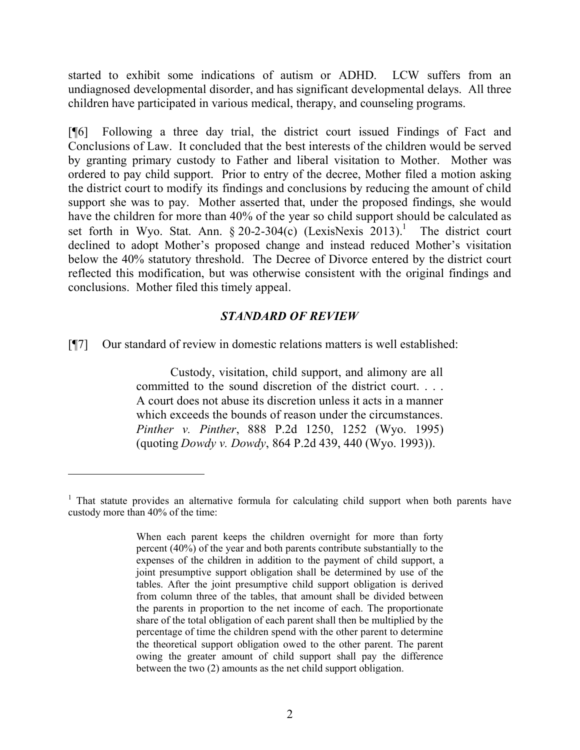started to exhibit some indications of autism or ADHD. LCW suffers from an undiagnosed developmental disorder, and has significant developmental delays. All three children have participated in various medical, therapy, and counseling programs.

[¶6] Following a three day trial, the district court issued Findings of Fact and Conclusions of Law. It concluded that the best interests of the children would be served by granting primary custody to Father and liberal visitation to Mother. Mother was ordered to pay child support. Prior to entry of the decree, Mother filed a motion asking the district court to modify its findings and conclusions by reducing the amount of child support she was to pay. Mother asserted that, under the proposed findings, she would have the children for more than 40% of the year so child support should be calculated as set forth in Wyo. Stat. Ann. § 20-2-304(c) (LexisNexis 2013).[1] The district court declined to adopt Mother's proposed change and instead reduced Mother's visitation below the 40% statutory threshold. The Decree of Divorce entered by the district court reflected this modification, but was otherwise consistent with the original findings and conclusions. Mother filed this timely appeal.

### *STANDARD OF REVIEW*

[¶7] Our standard of review in domestic relations matters is well established:

> Custody, visitation, child support, and alimony are all committed to the sound discretion of the district court. . . . A court does not abuse its discretion unless it acts in a manner which exceeds the bounds of reason under the circumstances. *Pinther v. Pinther*, 888 P.2d 1250, 1252 (Wyo. 1995) (quoting *Dowdy v. Dowdy*, 864 P.2d 439, 440 (Wyo. 1993)).

---

[1] That statute provides an alternative formula for calculating child support when both parents have custody more than 40% of the time:

> When each parent keeps the children overnight for more than forty percent (40%) of the year and both parents contribute substantially to the expenses of the children in addition to the payment of child support, a joint presumptive support obligation shall be determined by use of the tables. After the joint presumptive child support obligation is derived from column three of the tables, that amount shall be divided between the parents in proportion to the net income of each. The proportionate share of the total obligation of each parent shall then be multiplied by the percentage of time the children spend with the other parent to determine the theoretical support obligation owed to the other parent. The parent owing the greater amount of child support shall pay the difference between the two (2) amounts as the net child support obligation.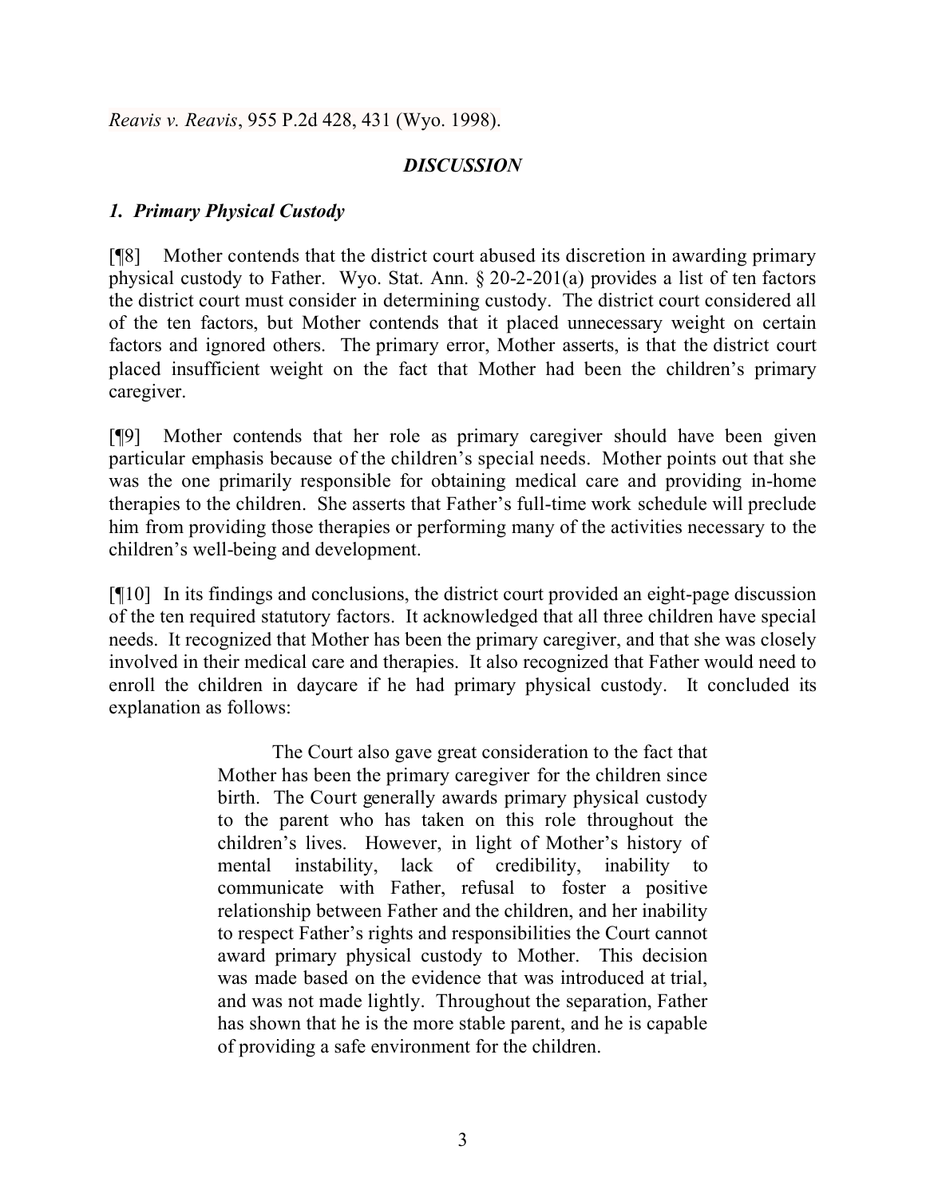*Reavis v. Reavis*, 955 P.2d 428, 431 (Wyo. 1998).

## *DISCUSSION*

### *1. Primary Physical Custody*

[¶8] Mother contends that the district court abused its discretion in awarding primary physical custody to Father. Wyo. Stat. Ann. § 20-2-201(a) provides a list of ten factors the district court must consider in determining custody. The district court considered all of the ten factors, but Mother contends that it placed unnecessary weight on certain factors and ignored others. The primary error, Mother asserts, is that the district court placed insufficient weight on the fact that Mother had been the children's primary caregiver.

[¶9] Mother contends that her role as primary caregiver should have been given particular emphasis because of the children's special needs. Mother points out that she was the one primarily responsible for obtaining medical care and providing in-home therapies to the children. She asserts that Father's full-time work schedule will preclude him from providing those therapies or performing many of the activities necessary to the children's well-being and development.

[¶10] In its findings and conclusions, the district court provided an eight-page discussion of the ten required statutory factors. It acknowledged that all three children have special needs. It recognized that Mother has been the primary caregiver, and that she was closely involved in their medical care and therapies. It also recognized that Father would need to enroll the children in daycare if he had primary physical custody. It concluded its explanation as follows:

> The Court also gave great consideration to the fact that Mother has been the primary caregiver for the children since birth. The Court generally awards primary physical custody to the parent who has taken on this role throughout the children's lives. However, in light of Mother's history of mental instability, lack of credibility, inability to communicate with Father, refusal to foster a positive relationship between Father and the children, and her inability to respect Father's rights and responsibilities the Court cannot award primary physical custody to Mother. This decision was made based on the evidence that was introduced at trial, and was not made lightly. Throughout the separation, Father has shown that he is the more stable parent, and he is capable of providing a safe environment for the children.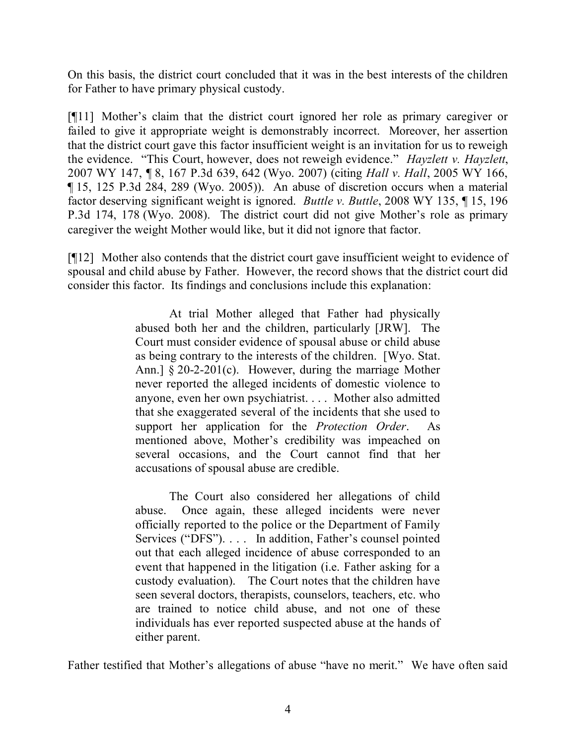On this basis, the district court concluded that it was in the best interests of the children for Father to have primary physical custody.

[¶11] Mother's claim that the district court ignored her role as primary caregiver or failed to give it appropriate weight is demonstrably incorrect. Moreover, her assertion that the district court gave this factor insufficient weight is an invitation for us to reweigh the evidence. "This Court, however, does not reweigh evidence." *Hayzlett v. Hayzlett*, 2007 WY 147, ¶ 8, 167 P.3d 639, 642 (Wyo. 2007) (citing *Hall v. Hall*, 2005 WY 166, ¶ 15, 125 P.3d 284, 289 (Wyo. 2005)). An abuse of discretion occurs when a material factor deserving significant weight is ignored. *Buttle v. Buttle*, 2008 WY 135, ¶ 15, 196 P.3d 174, 178 (Wyo. 2008). The district court did not give Mother's role as primary caregiver the weight Mother would like, but it did not ignore that factor.

[¶12] Mother also contends that the district court gave insufficient weight to evidence of spousal and child abuse by Father. However, the record shows that the district court did consider this factor. Its findings and conclusions include this explanation:

> At trial Mother alleged that Father had physically abused both her and the children, particularly [JRW]. The Court must consider evidence of spousal abuse or child abuse as being contrary to the interests of the children. [Wyo. Stat. Ann.] § 20-2-201(c). However, during the marriage Mother never reported the alleged incidents of domestic violence to anyone, even her own psychiatrist. . . . Mother also admitted that she exaggerated several of the incidents that she used to support her application for the *Protection Order*. As mentioned above, Mother's credibility was impeached on several occasions, and the Court cannot find that her accusations of spousal abuse are credible.
>
> The Court also considered her allegations of child abuse. Once again, these alleged incidents were never officially reported to the police or the Department of Family Services ("DFS"). . . . In addition, Father's counsel pointed out that each alleged incidence of abuse corresponded to an event that happened in the litigation (i.e. Father asking for a custody evaluation). The Court notes that the children have seen several doctors, therapists, counselors, teachers, etc. who are trained to notice child abuse, and not one of these individuals has ever reported suspected abuse at the hands of either parent.

Father testified that Mother's allegations of abuse "have no merit." We have often said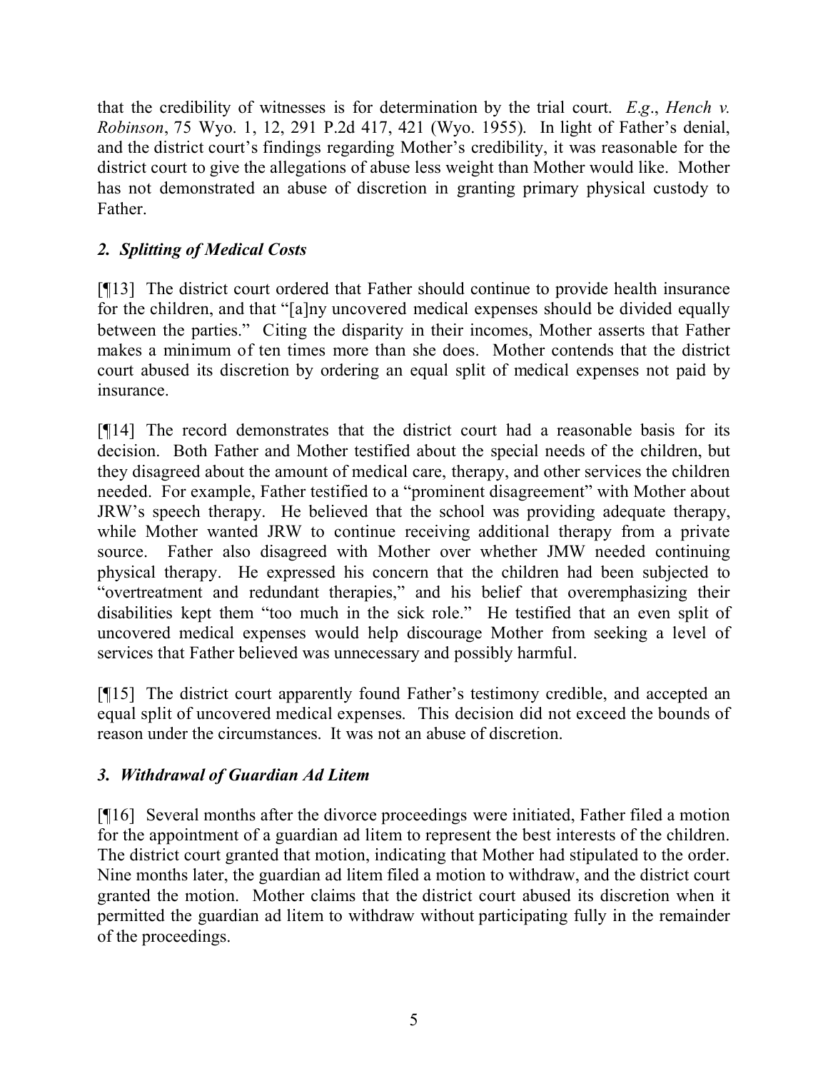that the credibility of witnesses is for determination by the trial court. *E.g*., *Hench v. Robinson*, 75 Wyo. 1, 12, 291 P.2d 417, 421 (Wyo. 1955). In light of Father's denial, and the district court's findings regarding Mother's credibility, it was reasonable for the district court to give the allegations of abuse less weight than Mother would like. Mother has not demonstrated an abuse of discretion in granting primary physical custody to Father.

### *2. Splitting of Medical Costs*

[¶13] The district court ordered that Father should continue to provide health insurance for the children, and that "[a]ny uncovered medical expenses should be divided equally between the parties." Citing the disparity in their incomes, Mother asserts that Father makes a minimum of ten times more than she does. Mother contends that the district court abused its discretion by ordering an equal split of medical expenses not paid by insurance.

[¶14] The record demonstrates that the district court had a reasonable basis for its decision. Both Father and Mother testified about the special needs of the children, but they disagreed about the amount of medical care, therapy, and other services the children needed. For example, Father testified to a "prominent disagreement" with Mother about JRW's speech therapy. He believed that the school was providing adequate therapy, while Mother wanted JRW to continue receiving additional therapy from a private source. Father also disagreed with Mother over whether JMW needed continuing physical therapy. He expressed his concern that the children had been subjected to "overtreatment and redundant therapies," and his belief that overemphasizing their disabilities kept them "too much in the sick role." He testified that an even split of uncovered medical expenses would help discourage Mother from seeking a level of services that Father believed was unnecessary and possibly harmful.

[¶15] The district court apparently found Father's testimony credible, and accepted an equal split of uncovered medical expenses. This decision did not exceed the bounds of reason under the circumstances. It was not an abuse of discretion.

### *3. Withdrawal of Guardian Ad Litem*

[¶16] Several months after the divorce proceedings were initiated, Father filed a motion for the appointment of a guardian ad litem to represent the best interests of the children. The district court granted that motion, indicating that Mother had stipulated to the order. Nine months later, the guardian ad litem filed a motion to withdraw, and the district court granted the motion. Mother claims that the district court abused its discretion when it permitted the guardian ad litem to withdraw without participating fully in the remainder of the proceedings.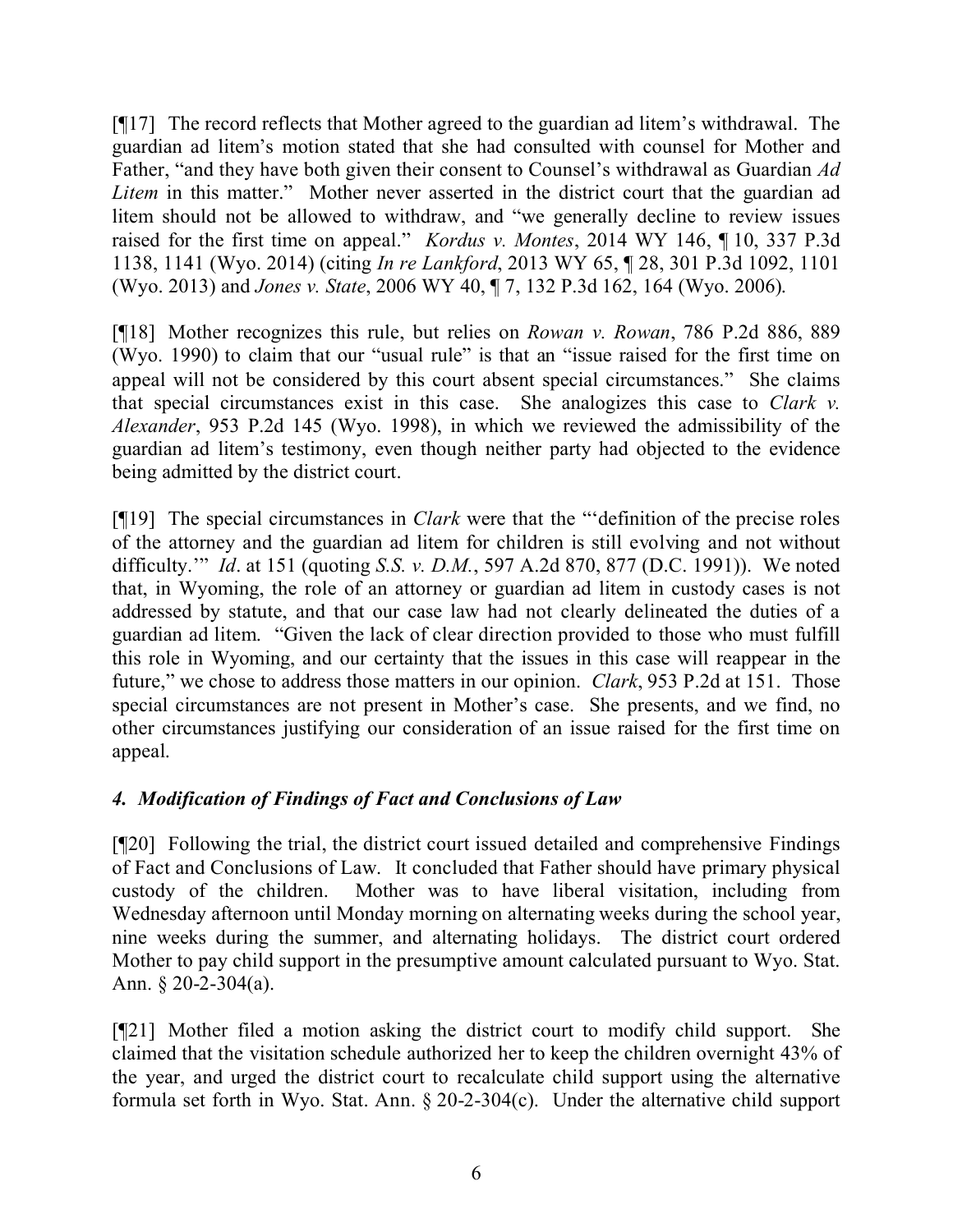[¶17] The record reflects that Mother agreed to the guardian ad litem's withdrawal. The guardian ad litem's motion stated that she had consulted with counsel for Mother and Father, "and they have both given their consent to Counsel's withdrawal as Guardian *Ad Litem* in this matter." Mother never asserted in the district court that the guardian ad litem should not be allowed to withdraw, and "we generally decline to review issues raised for the first time on appeal." *Kordus v. Montes*, 2014 WY 146, ¶ 10, 337 P.3d 1138, 1141 (Wyo. 2014) (citing *In re Lankford*, 2013 WY 65, ¶ 28, 301 P.3d 1092, 1101 (Wyo. 2013) and *Jones v. State*, 2006 WY 40, ¶ 7, 132 P.3d 162, 164 (Wyo. 2006).

[¶18] Mother recognizes this rule, but relies on *Rowan v. Rowan*, 786 P.2d 886, 889 (Wyo. 1990) to claim that our "usual rule" is that an "issue raised for the first time on appeal will not be considered by this court absent special circumstances." She claims that special circumstances exist in this case. She analogizes this case to *Clark v. Alexander*, 953 P.2d 145 (Wyo. 1998), in which we reviewed the admissibility of the guardian ad litem's testimony, even though neither party had objected to the evidence being admitted by the district court.

[¶19] The special circumstances in *Clark* were that the "'definition of the precise roles of the attorney and the guardian ad litem for children is still evolving and not without difficulty.'" *Id*. at 151 (quoting *S.S. v. D.M.*, 597 A.2d 870, 877 (D.C. 1991)). We noted that, in Wyoming, the role of an attorney or guardian ad litem in custody cases is not addressed by statute, and that our case law had not clearly delineated the duties of a guardian ad litem. "Given the lack of clear direction provided to those who must fulfill this role in Wyoming, and our certainty that the issues in this case will reappear in the future," we chose to address those matters in our opinion. *Clark*, 953 P.2d at 151. Those special circumstances are not present in Mother's case. She presents, and we find, no other circumstances justifying our consideration of an issue raised for the first time on appeal.

### *4. Modification of Findings of Fact and Conclusions of Law*

[¶20] Following the trial, the district court issued detailed and comprehensive Findings of Fact and Conclusions of Law. It concluded that Father should have primary physical custody of the children. Mother was to have liberal visitation, including from Wednesday afternoon until Monday morning on alternating weeks during the school year, nine weeks during the summer, and alternating holidays. The district court ordered Mother to pay child support in the presumptive amount calculated pursuant to Wyo. Stat. Ann. § 20-2-304(a).

[¶21] Mother filed a motion asking the district court to modify child support. She claimed that the visitation schedule authorized her to keep the children overnight 43% of the year, and urged the district court to recalculate child support using the alternative formula set forth in Wyo. Stat. Ann. § 20-2-304(c). Under the alternative child support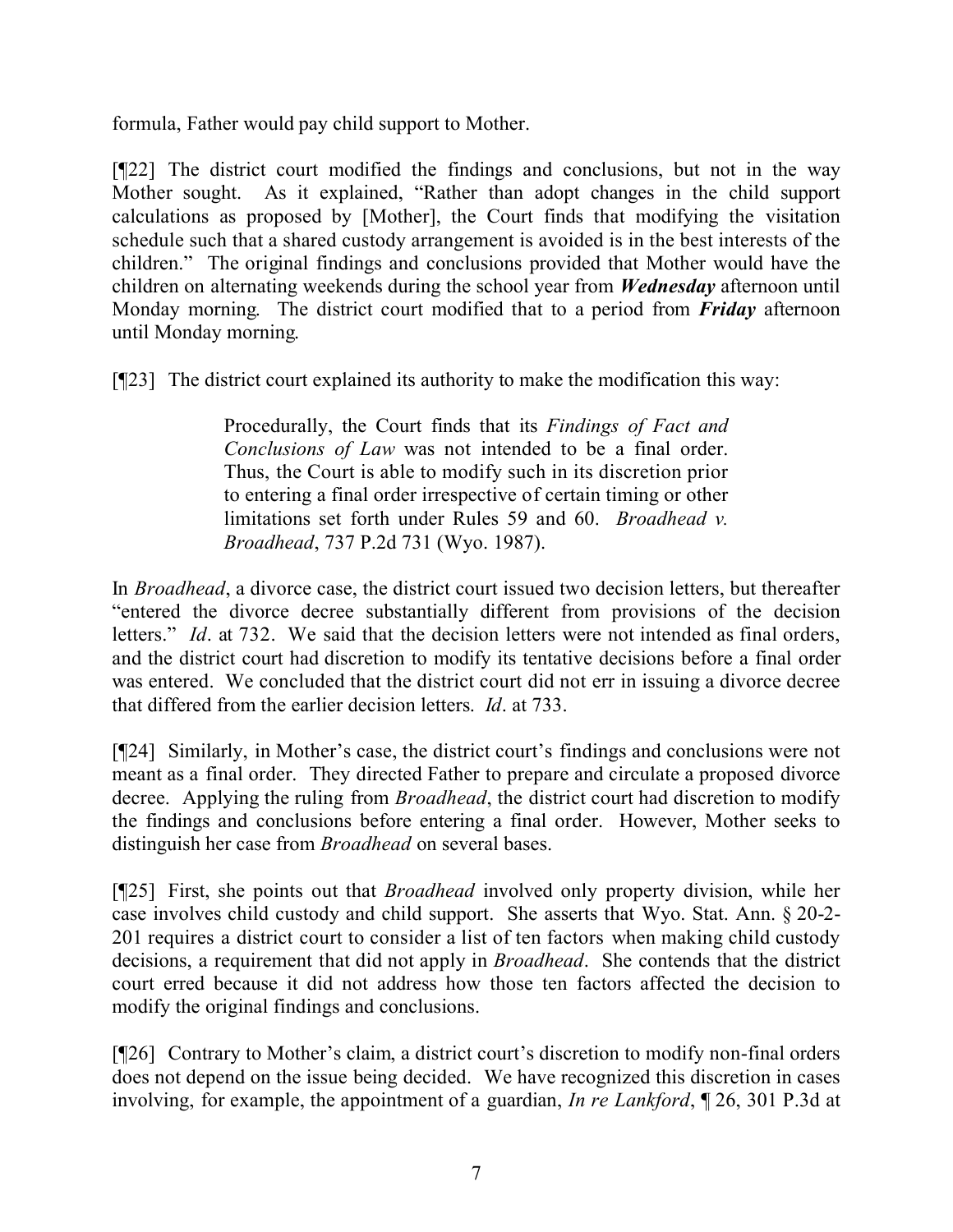formula, Father would pay child support to Mother.

[¶22] The district court modified the findings and conclusions, but not in the way Mother sought. As it explained, "Rather than adopt changes in the child support calculations as proposed by [Mother], the Court finds that modifying the visitation schedule such that a shared custody arrangement is avoided is in the best interests of the children." The original findings and conclusions provided that Mother would have the children on alternating weekends during the school year from ***Wednesday*** afternoon until Monday morning. The district court modified that to a period from ***Friday*** afternoon until Monday morning.

[¶23] The district court explained its authority to make the modification this way:

> Procedurally, the Court finds that its *Findings of Fact and Conclusions of Law* was not intended to be a final order. Thus, the Court is able to modify such in its discretion prior to entering a final order irrespective of certain timing or other limitations set forth under Rules 59 and 60. *Broadhead v. Broadhead*, 737 P.2d 731 (Wyo. 1987).

In *Broadhead*, a divorce case, the district court issued two decision letters, but thereafter "entered the divorce decree substantially different from provisions of the decision letters." *Id*. at 732. We said that the decision letters were not intended as final orders, and the district court had discretion to modify its tentative decisions before a final order was entered. We concluded that the district court did not err in issuing a divorce decree that differed from the earlier decision letters. *Id*. at 733.

[¶24] Similarly, in Mother's case, the district court's findings and conclusions were not meant as a final order. They directed Father to prepare and circulate a proposed divorce decree. Applying the ruling from *Broadhead*, the district court had discretion to modify the findings and conclusions before entering a final order. However, Mother seeks to distinguish her case from *Broadhead* on several bases.

[¶25] First, she points out that *Broadhead* involved only property division, while her case involves child custody and child support. She asserts that Wyo. Stat. Ann. § 20-2-201 requires a district court to consider a list of ten factors when making child custody decisions, a requirement that did not apply in *Broadhead*. She contends that the district court erred because it did not address how those ten factors affected the decision to modify the original findings and conclusions.

[¶26] Contrary to Mother's claim, a district court's discretion to modify non-final orders does not depend on the issue being decided. We have recognized this discretion in cases involving, for example, the appointment of a guardian, *In re Lankford*, ¶ 26, 301 P.3d at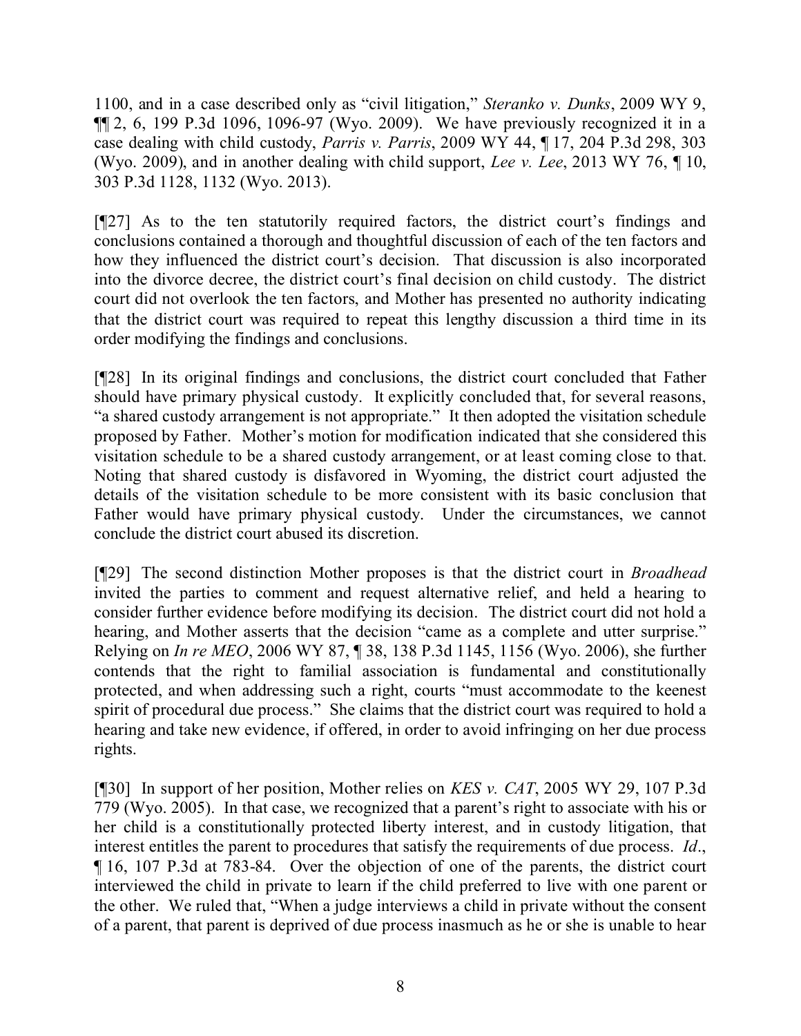1100, and in a case described only as "civil litigation," *Steranko v. Dunks*, 2009 WY 9, ¶¶ 2, 6, 199 P.3d 1096, 1096-97 (Wyo. 2009). We have previously recognized it in a case dealing with child custody, *Parris v. Parris*, 2009 WY 44, ¶ 17, 204 P.3d 298, 303 (Wyo. 2009), and in another dealing with child support, *Lee v. Lee*, 2013 WY 76, ¶ 10, 303 P.3d 1128, 1132 (Wyo. 2013).

[¶27] As to the ten statutorily required factors, the district court's findings and conclusions contained a thorough and thoughtful discussion of each of the ten factors and how they influenced the district court's decision. That discussion is also incorporated into the divorce decree, the district court's final decision on child custody. The district court did not overlook the ten factors, and Mother has presented no authority indicating that the district court was required to repeat this lengthy discussion a third time in its order modifying the findings and conclusions.

[¶28] In its original findings and conclusions, the district court concluded that Father should have primary physical custody. It explicitly concluded that, for several reasons, "a shared custody arrangement is not appropriate." It then adopted the visitation schedule proposed by Father. Mother's motion for modification indicated that she considered this visitation schedule to be a shared custody arrangement, or at least coming close to that. Noting that shared custody is disfavored in Wyoming, the district court adjusted the details of the visitation schedule to be more consistent with its basic conclusion that Father would have primary physical custody. Under the circumstances, we cannot conclude the district court abused its discretion.

[¶29] The second distinction Mother proposes is that the district court in *Broadhead* invited the parties to comment and request alternative relief, and held a hearing to consider further evidence before modifying its decision. The district court did not hold a hearing, and Mother asserts that the decision "came as a complete and utter surprise." Relying on *In re MEO*, 2006 WY 87, ¶ 38, 138 P.3d 1145, 1156 (Wyo. 2006), she further contends that the right to familial association is fundamental and constitutionally protected, and when addressing such a right, courts "must accommodate to the keenest spirit of procedural due process." She claims that the district court was required to hold a hearing and take new evidence, if offered, in order to avoid infringing on her due process rights.

[¶30] In support of her position, Mother relies on *KES v. CAT*, 2005 WY 29, 107 P.3d 779 (Wyo. 2005). In that case, we recognized that a parent's right to associate with his or her child is a constitutionally protected liberty interest, and in custody litigation, that interest entitles the parent to procedures that satisfy the requirements of due process. *Id*., ¶ 16, 107 P.3d at 783-84. Over the objection of one of the parents, the district court interviewed the child in private to learn if the child preferred to live with one parent or the other. We ruled that, "When a judge interviews a child in private without the consent of a parent, that parent is deprived of due process inasmuch as he or she is unable to hear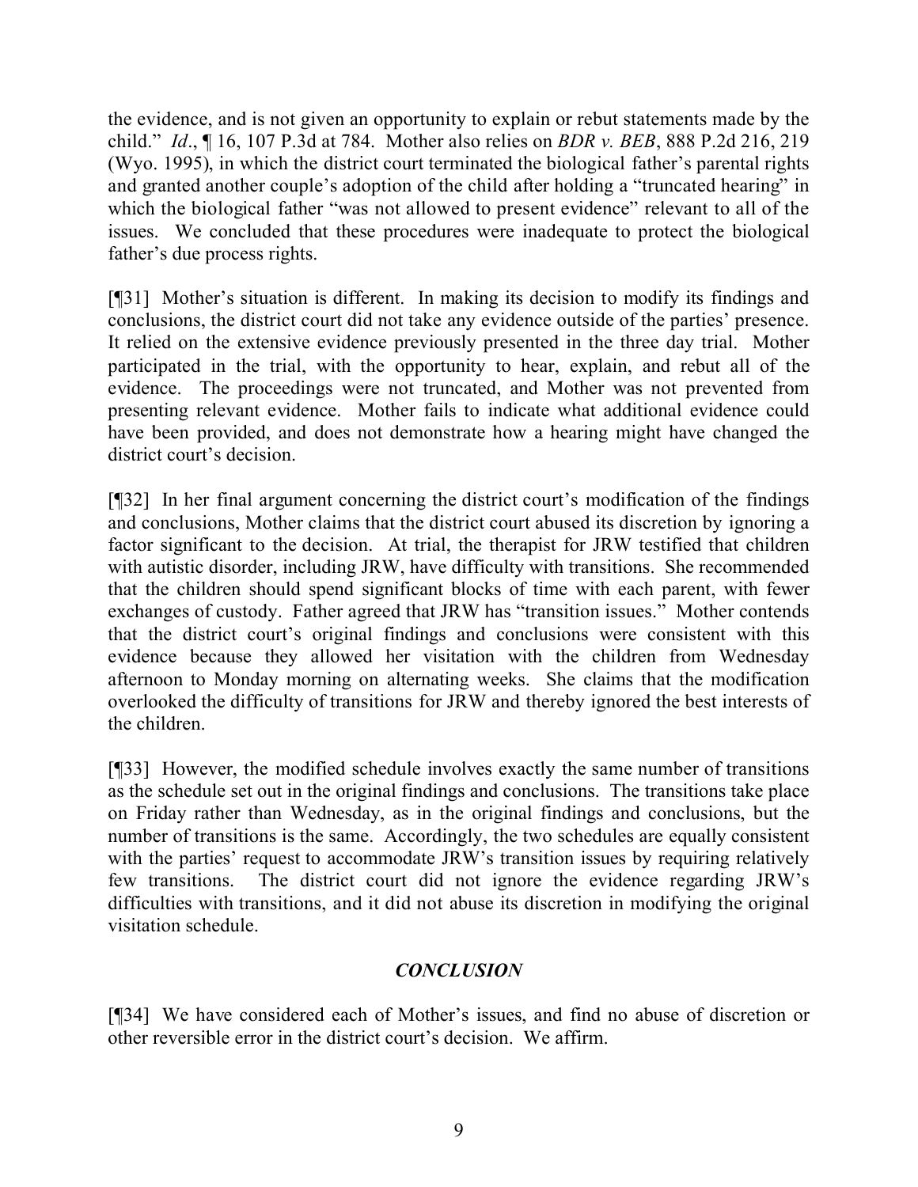the evidence, and is not given an opportunity to explain or rebut statements made by the child." *Id*., ¶ 16, 107 P.3d at 784. Mother also relies on *BDR v. BEB*, 888 P.2d 216, 219 (Wyo. 1995), in which the district court terminated the biological father's parental rights and granted another couple's adoption of the child after holding a "truncated hearing" in which the biological father "was not allowed to present evidence" relevant to all of the issues. We concluded that these procedures were inadequate to protect the biological father's due process rights.

[¶31] Mother's situation is different. In making its decision to modify its findings and conclusions, the district court did not take any evidence outside of the parties' presence. It relied on the extensive evidence previously presented in the three day trial. Mother participated in the trial, with the opportunity to hear, explain, and rebut all of the evidence. The proceedings were not truncated, and Mother was not prevented from presenting relevant evidence. Mother fails to indicate what additional evidence could have been provided, and does not demonstrate how a hearing might have changed the district court's decision.

[¶32] In her final argument concerning the district court's modification of the findings and conclusions, Mother claims that the district court abused its discretion by ignoring a factor significant to the decision. At trial, the therapist for JRW testified that children with autistic disorder, including JRW, have difficulty with transitions. She recommended that the children should spend significant blocks of time with each parent, with fewer exchanges of custody. Father agreed that JRW has "transition issues." Mother contends that the district court's original findings and conclusions were consistent with this evidence because they allowed her visitation with the children from Wednesday afternoon to Monday morning on alternating weeks. She claims that the modification overlooked the difficulty of transitions for JRW and thereby ignored the best interests of the children.

[¶33] However, the modified schedule involves exactly the same number of transitions as the schedule set out in the original findings and conclusions. The transitions take place on Friday rather than Wednesday, as in the original findings and conclusions, but the number of transitions is the same. Accordingly, the two schedules are equally consistent with the parties' request to accommodate JRW's transition issues by requiring relatively few transitions. The district court did not ignore the evidence regarding JRW's difficulties with transitions, and it did not abuse its discretion in modifying the original visitation schedule.

## *CONCLUSION*

[¶34] We have considered each of Mother's issues, and find no abuse of discretion or other reversible error in the district court's decision. We affirm.